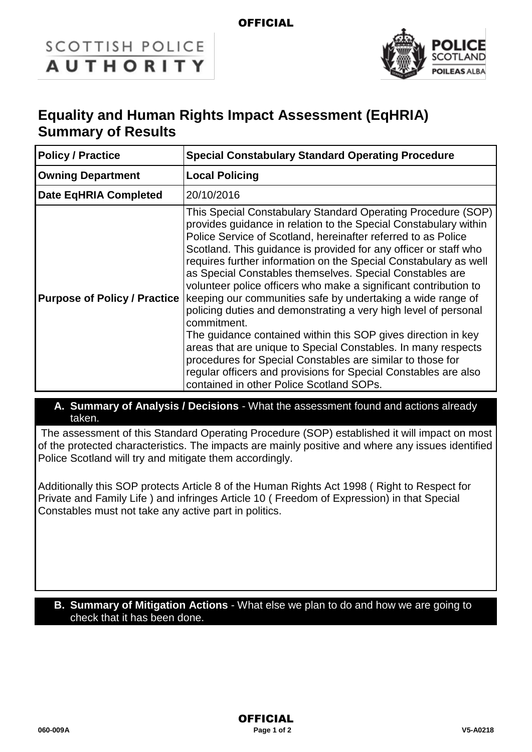# Equality and Human Rights Impact Assessment (EqHRIA) Summary of Results

| Policy / Practice | Special Constabulary Standard Operating Procedure |
|---|---|
| Owning Department | Local Policing |
| Date EqHRIA Completed | 20/10/2016 |
| Purpose of Policy / Practice | This Special Constabulary Standard Operating Procedure (SOP) provides guidance in relation to the Special Constabulary within Police Service of Scotland, hereinafter referred to as Police Scotland. This guidance is provided for any officer or staff who requires further information on the Special Constabulary as well as Special Constables themselves. Special Constables are volunteer police officers who make a significant contribution to keeping our communities safe by undertaking a wide range of policing duties and demonstrating a very high level of personal commitment.<br>The guidance contained within this SOP gives direction in key areas that are unique to Special Constables. In many respects procedures for Special Constables are similar to those for regular officers and provisions for Special Constables are also contained in other Police Scotland SOPs. |

**A. Summary of Analysis / Decisions** - What the assessment found and actions already taken.

The assessment of this Standard Operating Procedure (SOP) established it will impact on most of the protected characteristics. The impacts are mainly positive and where any issues identified Police Scotland will try and mitigate them accordingly.

Additionally this SOP protects Article 8 of the Human Rights Act 1998 ( Right to Respect for Private and Family Life ) and infringes Article 10 ( Freedom of Expression) in that Special Constables must not take any active part in politics.

**B. Summary of Mitigation Actions** - What else we plan to do and how we are going to check that it has been done.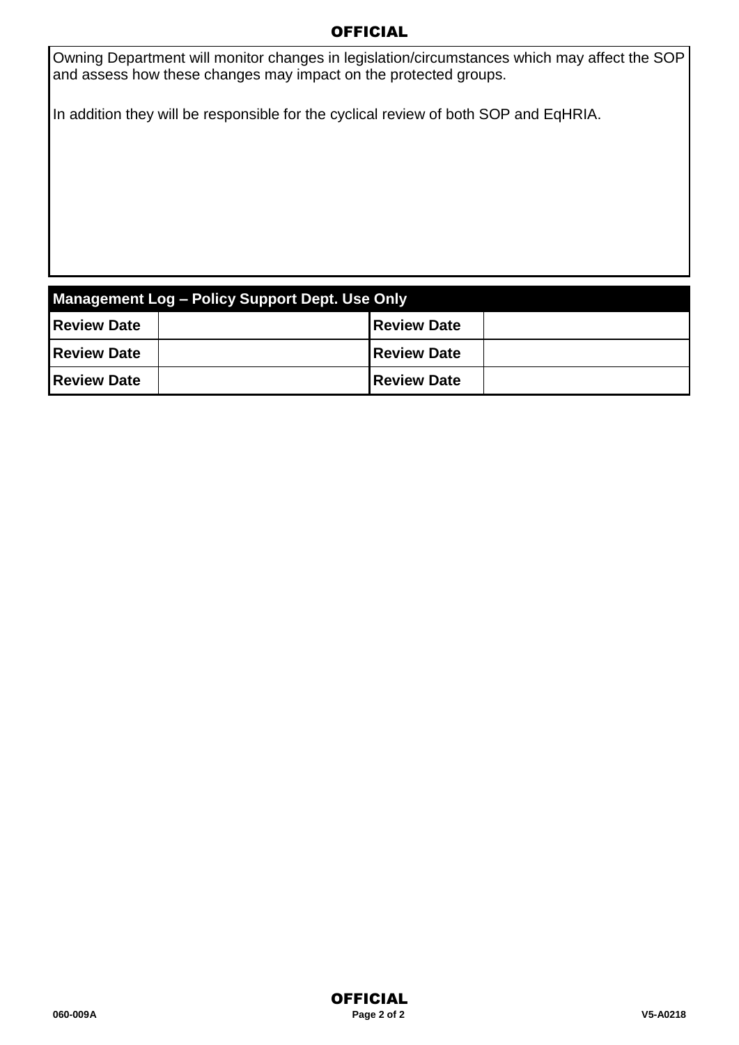Owning Department will monitor changes in legislation/circumstances which may affect the SOP and assess how these changes may impact on the protected groups.

In addition they will be responsible for the cyclical review of both SOP and EqHRIA.

| Management Log – Policy Support Dept. Use Only | | | |
|---|---|---|---|
| **Review Date** | | **Review Date** | |
| **Review Date** | | **Review Date** | |
| **Review Date** | | **Review Date** | |